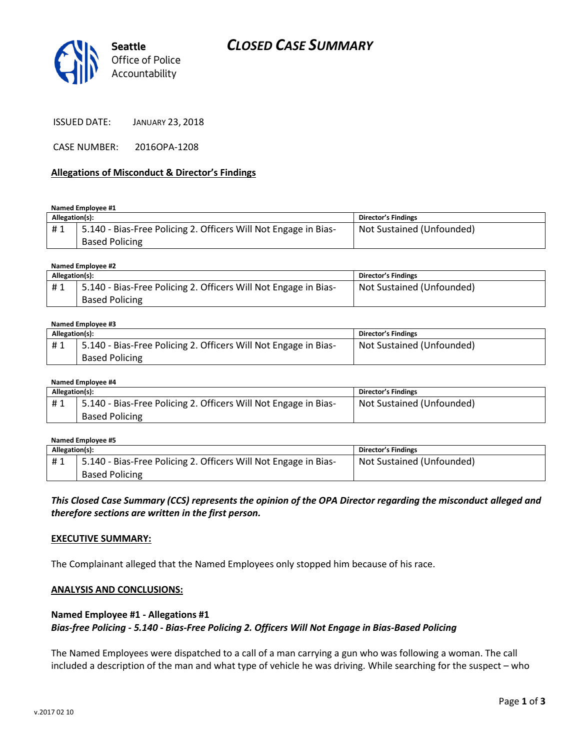Seattle Office of Police Accountability

# CLOSED CASE SUMMARY

ISSUED DATE: JANUARY 23, 2018

CASE NUMBER: 2016OPA-1208

**Allegations of Misconduct & Director's Findings**

**Named Employee #1**

| Allegation(s): | | Director's Findings |
|---|---|---|
| # 1 | 5.140 - Bias-Free Policing 2. Officers Will Not Engage in Bias-Based Policing | Not Sustained (Unfounded) |

**Named Employee #2**

| Allegation(s): | | Director's Findings |
|---|---|---|
| # 1 | 5.140 - Bias-Free Policing 2. Officers Will Not Engage in Bias-Based Policing | Not Sustained (Unfounded) |

**Named Employee #3**

| Allegation(s): | | Director's Findings |
|---|---|---|
| # 1 | 5.140 - Bias-Free Policing 2. Officers Will Not Engage in Bias-Based Policing | Not Sustained (Unfounded) |

**Named Employee #4**

| Allegation(s): | | Director's Findings |
|---|---|---|
| # 1 | 5.140 - Bias-Free Policing 2. Officers Will Not Engage in Bias-Based Policing | Not Sustained (Unfounded) |

**Named Employee #5**

| Allegation(s): | | Director's Findings |
|---|---|---|
| # 1 | 5.140 - Bias-Free Policing 2. Officers Will Not Engage in Bias-Based Policing | Not Sustained (Unfounded) |

***This Closed Case Summary (CCS) represents the opinion of the OPA Director regarding the misconduct alleged and therefore sections are written in the first person.***

**EXECUTIVE SUMMARY:**

The Complainant alleged that the Named Employees only stopped him because of his race.

**ANALYSIS AND CONCLUSIONS:**

**Named Employee #1 - Allegations #1**
***Bias-free Policing - 5.140 - Bias-Free Policing 2. Officers Will Not Engage in Bias-Based Policing***

The Named Employees were dispatched to a call of a man carrying a gun who was following a woman. The call included a description of the man and what type of vehicle he was driving. While searching for the suspect – who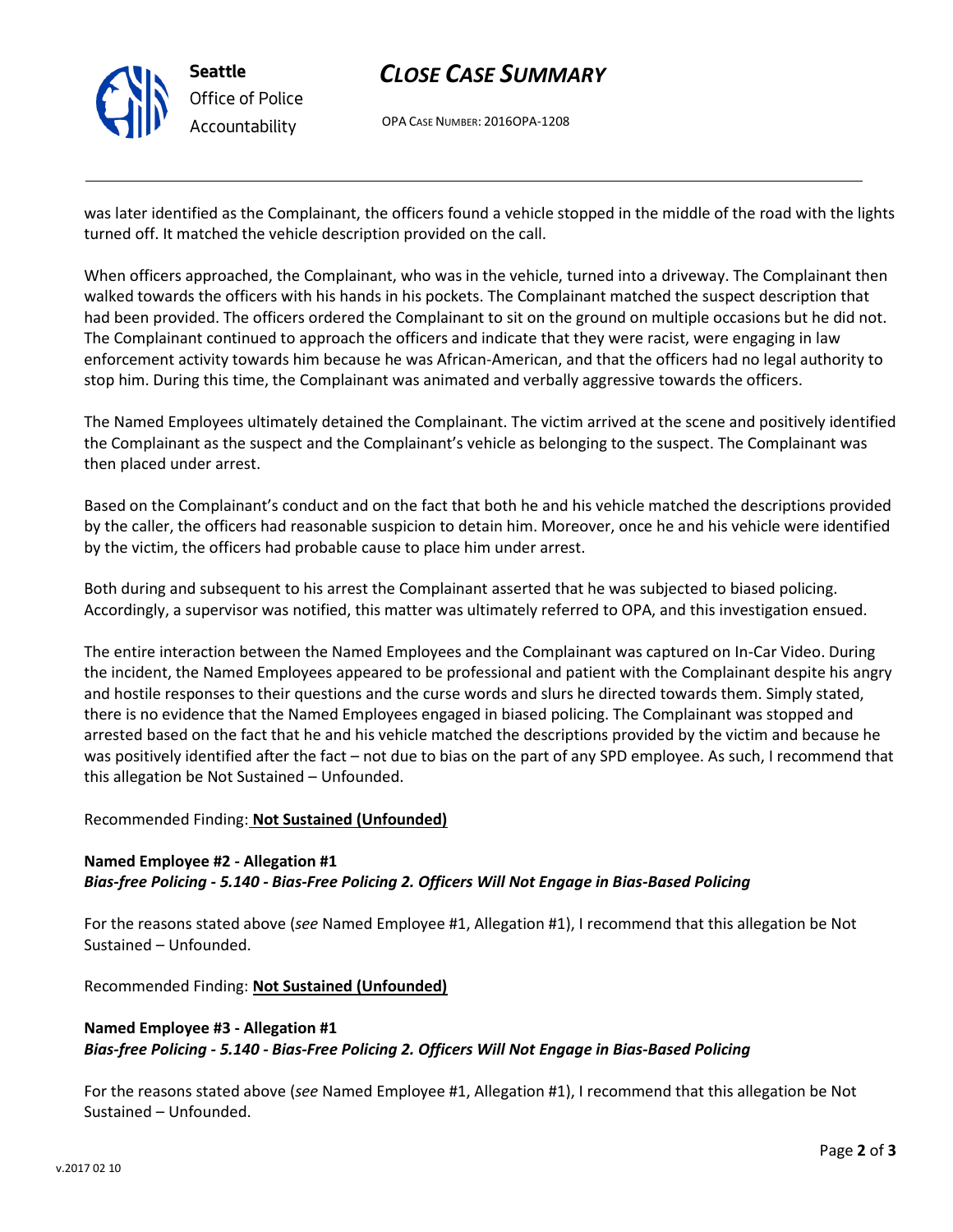was later identified as the Complainant, the officers found a vehicle stopped in the middle of the road with the lights turned off. It matched the vehicle description provided on the call.

When officers approached, the Complainant, who was in the vehicle, turned into a driveway. The Complainant then walked towards the officers with his hands in his pockets. The Complainant matched the suspect description that had been provided. The officers ordered the Complainant to sit on the ground on multiple occasions but he did not. The Complainant continued to approach the officers and indicate that they were racist, were engaging in law enforcement activity towards him because he was African-American, and that the officers had no legal authority to stop him. During this time, the Complainant was animated and verbally aggressive towards the officers.

The Named Employees ultimately detained the Complainant. The victim arrived at the scene and positively identified the Complainant as the suspect and the Complainant's vehicle as belonging to the suspect. The Complainant was then placed under arrest.

Based on the Complainant's conduct and on the fact that both he and his vehicle matched the descriptions provided by the caller, the officers had reasonable suspicion to detain him. Moreover, once he and his vehicle were identified by the victim, the officers had probable cause to place him under arrest.

Both during and subsequent to his arrest the Complainant asserted that he was subjected to biased policing. Accordingly, a supervisor was notified, this matter was ultimately referred to OPA, and this investigation ensued.

The entire interaction between the Named Employees and the Complainant was captured on In-Car Video. During the incident, the Named Employees appeared to be professional and patient with the Complainant despite his angry and hostile responses to their questions and the curse words and slurs he directed towards them. Simply stated, there is no evidence that the Named Employees engaged in biased policing. The Complainant was stopped and arrested based on the fact that he and his vehicle matched the descriptions provided by the victim and because he was positively identified after the fact – not due to bias on the part of any SPD employee. As such, I recommend that this allegation be Not Sustained – Unfounded.

Recommended Finding: **Not Sustained (Unfounded)**

**Named Employee #2 - Allegation #1**
***Bias-free Policing - 5.140 - Bias-Free Policing 2. Officers Will Not Engage in Bias-Based Policing***

For the reasons stated above (*see* Named Employee #1, Allegation #1), I recommend that this allegation be Not Sustained – Unfounded.

Recommended Finding: **Not Sustained (Unfounded)**

**Named Employee #3 - Allegation #1**
***Bias-free Policing - 5.140 - Bias-Free Policing 2. Officers Will Not Engage in Bias-Based Policing***

For the reasons stated above (*see* Named Employee #1, Allegation #1), I recommend that this allegation be Not Sustained – Unfounded.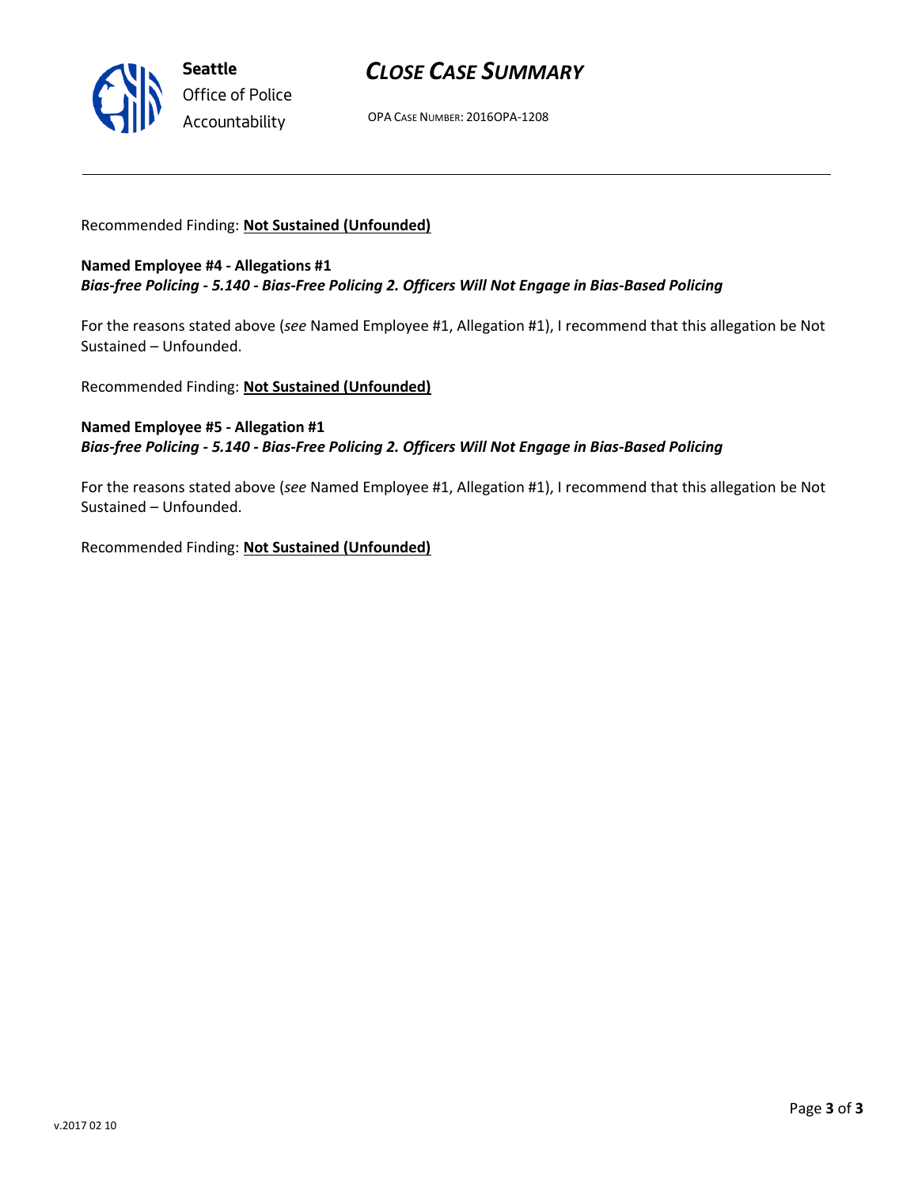Recommended Finding: **Not Sustained (Unfounded)**

**Named Employee #4 - Allegations #1**
***Bias-free Policing - 5.140 - Bias-Free Policing 2. Officers Will Not Engage in Bias-Based Policing***

For the reasons stated above (*see* Named Employee #1, Allegation #1), I recommend that this allegation be Not Sustained – Unfounded.

Recommended Finding: **Not Sustained (Unfounded)**

**Named Employee #5 - Allegation #1**
***Bias-free Policing - 5.140 - Bias-Free Policing 2. Officers Will Not Engage in Bias-Based Policing***

For the reasons stated above (*see* Named Employee #1, Allegation #1), I recommend that this allegation be Not Sustained – Unfounded.

Recommended Finding: **Not Sustained (Unfounded)**